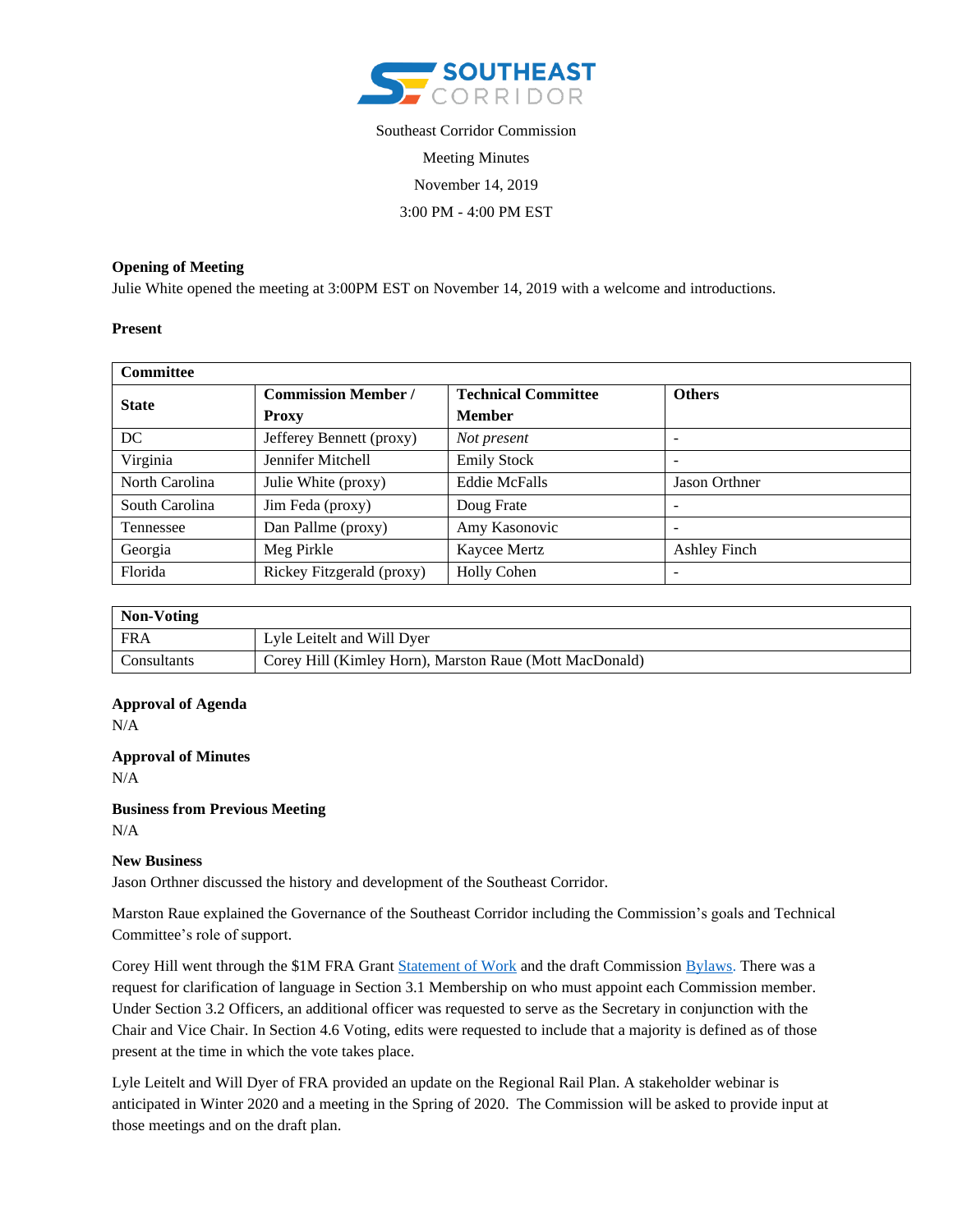Southeast Corridor Commission

Meeting Minutes

November 14, 2019

3:00 PM - 4:00 PM EST

**Opening of Meeting**

Julie White opened the meeting at 3:00PM EST on November 14, 2019 with a welcome and introductions.

**Present**

| **Committee** | | | |
|---|---|---|---|
| **State** | **Commission Member / Proxy** | **Technical Committee Member** | **Others** |
| DC | Jefferey Bennett (proxy) | *Not present* | - |
| Virginia | Jennifer Mitchell | Emily Stock | - |
| North Carolina | Julie White (proxy) | Eddie McFalls | Jason Orthner |
| South Carolina | Jim Feda (proxy) | Doug Frate | - |
| Tennessee | Dan Pallme (proxy) | Amy Kasonovic | - |
| Georgia | Meg Pirkle | Kaycee Mertz | Ashley Finch |
| Florida | Rickey Fitzgerald (proxy) | Holly Cohen | - |

| **Non-Voting** | |
|---|---|
| FRA | Lyle Leitelt and Will Dyer |
| Consultants | Corey Hill (Kimley Horn), Marston Raue (Mott MacDonald) |

**Approval of Agenda**

N/A

**Approval of Minutes**

N/A

**Business from Previous Meeting**

N/A

**New Business**

Jason Orthner discussed the history and development of the Southeast Corridor.

Marston Raue explained the Governance of the Southeast Corridor including the Commission's goals and Technical Committee's role of support.

Corey Hill went through the $1M FRA Grant Statement of Work and the draft Commission Bylaws. There was a request for clarification of language in Section 3.1 Membership on who must appoint each Commission member. Under Section 3.2 Officers, an additional officer was requested to serve as the Secretary in conjunction with the Chair and Vice Chair. In Section 4.6 Voting, edits were requested to include that a majority is defined as of those present at the time in which the vote takes place.

Lyle Leitelt and Will Dyer of FRA provided an update on the Regional Rail Plan. A stakeholder webinar is anticipated in Winter 2020 and a meeting in the Spring of 2020. The Commission will be asked to provide input at those meetings and on the draft plan.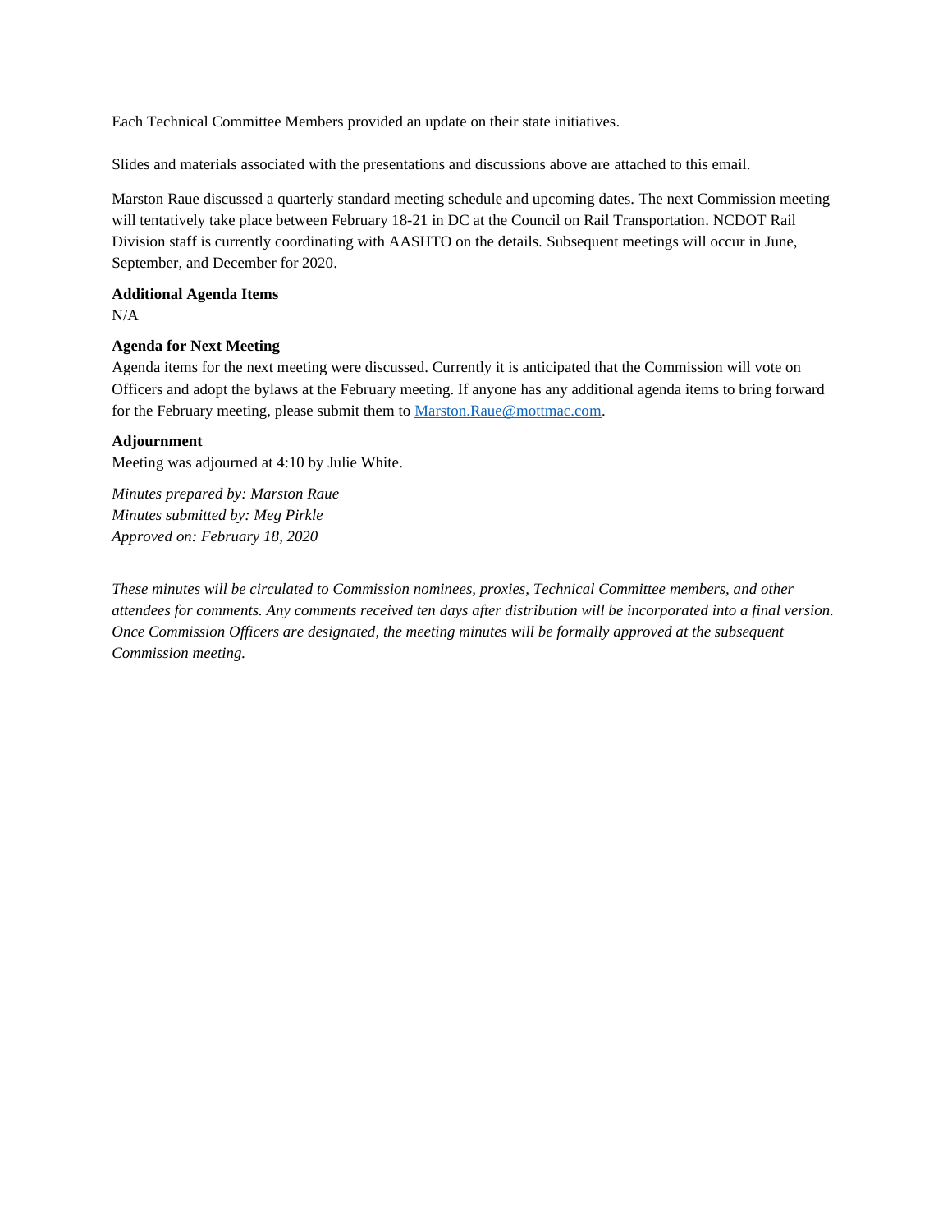Each Technical Committee Members provided an update on their state initiatives.

Slides and materials associated with the presentations and discussions above are attached to this email.

Marston Raue discussed a quarterly standard meeting schedule and upcoming dates. The next Commission meeting will tentatively take place between February 18-21 in DC at the Council on Rail Transportation. NCDOT Rail Division staff is currently coordinating with AASHTO on the details. Subsequent meetings will occur in June, September, and December for 2020.

**Additional Agenda Items**
N/A

**Agenda for Next Meeting**
Agenda items for the next meeting were discussed. Currently it is anticipated that the Commission will vote on Officers and adopt the bylaws at the February meeting. If anyone has any additional agenda items to bring forward for the February meeting, please submit them to [Marston.Raue@mottmac.com](mailto:Marston.Raue@mottmac.com).

**Adjournment**
Meeting was adjourned at 4:10 by Julie White.

*Minutes prepared by: Marston Raue*
*Minutes submitted by: Meg Pirkle*
*Approved on: February 18, 2020*

*These minutes will be circulated to Commission nominees, proxies, Technical Committee members, and other attendees for comments. Any comments received ten days after distribution will be incorporated into a final version. Once Commission Officers are designated, the meeting minutes will be formally approved at the subsequent Commission meeting.*